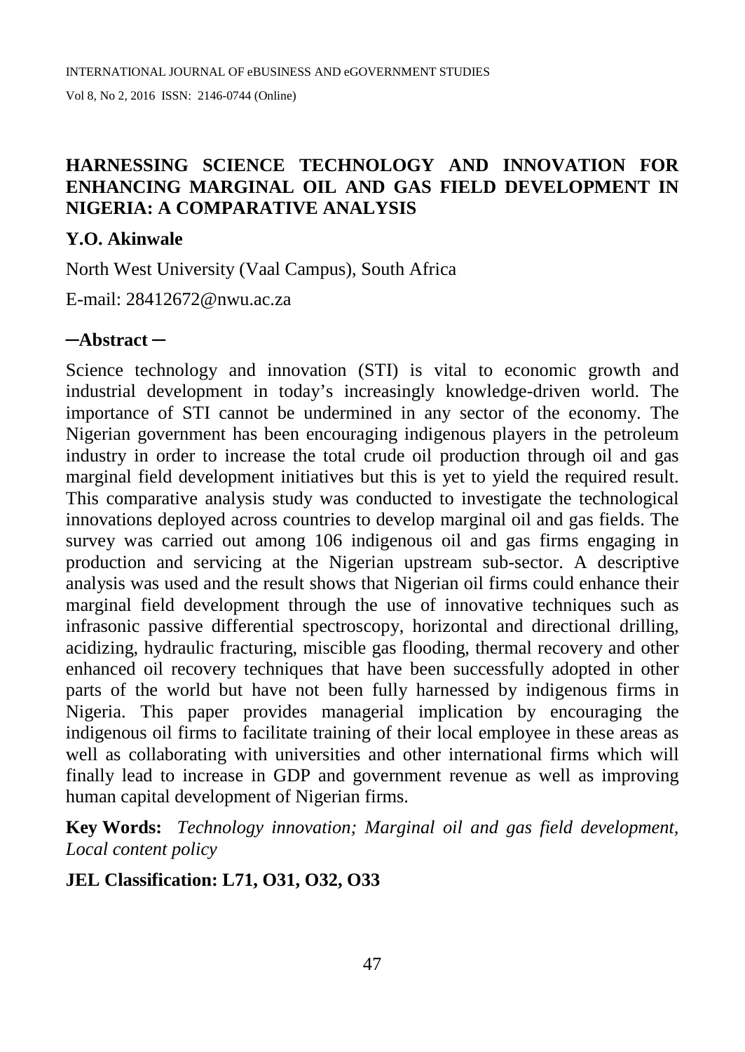# HARNESSING SCIENCE TECHNOLOGY AND INNOVATION FOR ENHANCING MARGINAL OIL AND GAS FIELD DEVELOPMENT IN NIGERIA: A COMPARATIVE ANALYSIS

**Y.O. Akinwale**

North West University (Vaal Campus), South Africa

E-mail: 28412672@nwu.ac.za

## ─Abstract ─

Science technology and innovation (STI) is vital to economic growth and industrial development in today's increasingly knowledge-driven world. The importance of STI cannot be undermined in any sector of the economy. The Nigerian government has been encouraging indigenous players in the petroleum industry in order to increase the total crude oil production through oil and gas marginal field development initiatives but this is yet to yield the required result. This comparative analysis study was conducted to investigate the technological innovations deployed across countries to develop marginal oil and gas fields. The survey was carried out among 106 indigenous oil and gas firms engaging in production and servicing at the Nigerian upstream sub-sector. A descriptive analysis was used and the result shows that Nigerian oil firms could enhance their marginal field development through the use of innovative techniques such as infrasonic passive differential spectroscopy, horizontal and directional drilling, acidizing, hydraulic fracturing, miscible gas flooding, thermal recovery and other enhanced oil recovery techniques that have been successfully adopted in other parts of the world but have not been fully harnessed by indigenous firms in Nigeria. This paper provides managerial implication by encouraging the indigenous oil firms to facilitate training of their local employee in these areas as well as collaborating with universities and other international firms which will finally lead to increase in GDP and government revenue as well as improving human capital development of Nigerian firms.

**Key Words:** *Technology innovation; Marginal oil and gas field development, Local content policy*

**JEL Classification: L71, O31, O32, O33**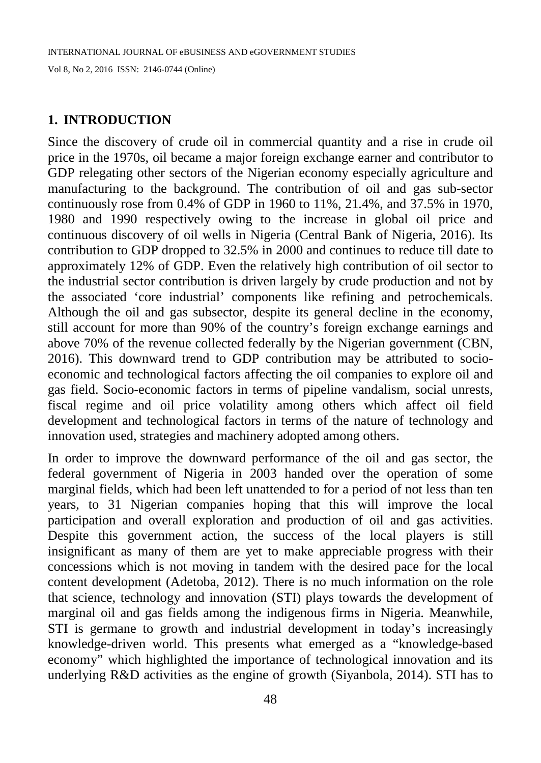## 1. INTRODUCTION

Since the discovery of crude oil in commercial quantity and a rise in crude oil price in the 1970s, oil became a major foreign exchange earner and contributor to GDP relegating other sectors of the Nigerian economy especially agriculture and manufacturing to the background. The contribution of oil and gas sub-sector continuously rose from 0.4% of GDP in 1960 to 11%, 21.4%, and 37.5% in 1970, 1980 and 1990 respectively owing to the increase in global oil price and continuous discovery of oil wells in Nigeria (Central Bank of Nigeria, 2016). Its contribution to GDP dropped to 32.5% in 2000 and continues to reduce till date to approximately 12% of GDP. Even the relatively high contribution of oil sector to the industrial sector contribution is driven largely by crude production and not by the associated 'core industrial' components like refining and petrochemicals. Although the oil and gas subsector, despite its general decline in the economy, still account for more than 90% of the country's foreign exchange earnings and above 70% of the revenue collected federally by the Nigerian government (CBN, 2016). This downward trend to GDP contribution may be attributed to socio-economic and technological factors affecting the oil companies to explore oil and gas field. Socio-economic factors in terms of pipeline vandalism, social unrests, fiscal regime and oil price volatility among others which affect oil field development and technological factors in terms of the nature of technology and innovation used, strategies and machinery adopted among others.

In order to improve the downward performance of the oil and gas sector, the federal government of Nigeria in 2003 handed over the operation of some marginal fields, which had been left unattended to for a period of not less than ten years, to 31 Nigerian companies hoping that this will improve the local participation and overall exploration and production of oil and gas activities. Despite this government action, the success of the local players is still insignificant as many of them are yet to make appreciable progress with their concessions which is not moving in tandem with the desired pace for the local content development (Adetoba, 2012). There is no much information on the role that science, technology and innovation (STI) plays towards the development of marginal oil and gas fields among the indigenous firms in Nigeria. Meanwhile, STI is germane to growth and industrial development in today's increasingly knowledge-driven world. This presents what emerged as a "knowledge-based economy" which highlighted the importance of technological innovation and its underlying R&D activities as the engine of growth (Siyanbola, 2014). STI has to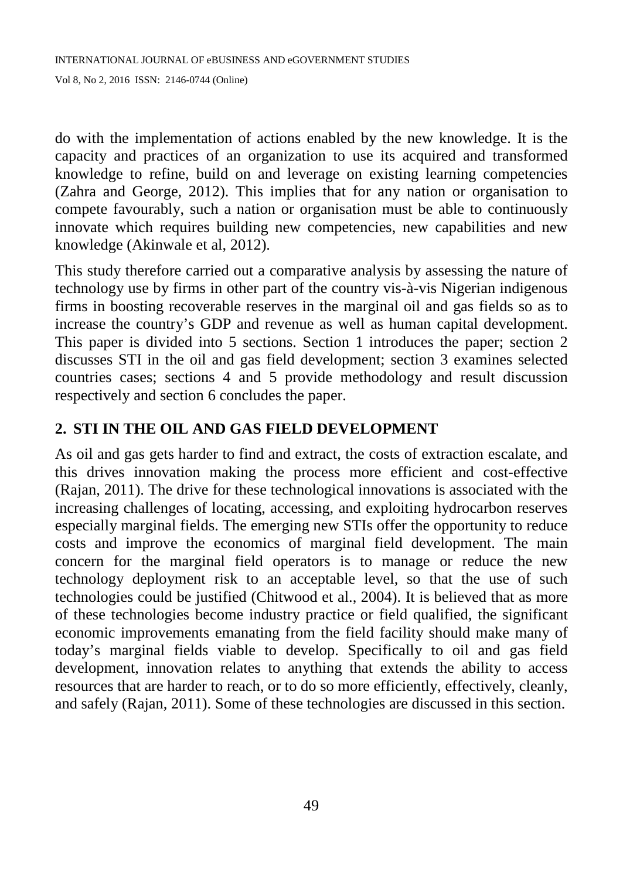do with the implementation of actions enabled by the new knowledge. It is the capacity and practices of an organization to use its acquired and transformed knowledge to refine, build on and leverage on existing learning competencies (Zahra and George, 2012). This implies that for any nation or organisation to compete favourably, such a nation or organisation must be able to continuously innovate which requires building new competencies, new capabilities and new knowledge (Akinwale et al, 2012).

This study therefore carried out a comparative analysis by assessing the nature of technology use by firms in other part of the country vis-à-vis Nigerian indigenous firms in boosting recoverable reserves in the marginal oil and gas fields so as to increase the country's GDP and revenue as well as human capital development. This paper is divided into 5 sections. Section 1 introduces the paper; section 2 discusses STI in the oil and gas field development; section 3 examines selected countries cases; sections 4 and 5 provide methodology and result discussion respectively and section 6 concludes the paper.

## 2. STI IN THE OIL AND GAS FIELD DEVELOPMENT

As oil and gas gets harder to find and extract, the costs of extraction escalate, and this drives innovation making the process more efficient and cost-effective (Rajan, 2011). The drive for these technological innovations is associated with the increasing challenges of locating, accessing, and exploiting hydrocarbon reserves especially marginal fields. The emerging new STIs offer the opportunity to reduce costs and improve the economics of marginal field development. The main concern for the marginal field operators is to manage or reduce the new technology deployment risk to an acceptable level, so that the use of such technologies could be justified (Chitwood et al., 2004). It is believed that as more of these technologies become industry practice or field qualified, the significant economic improvements emanating from the field facility should make many of today's marginal fields viable to develop. Specifically to oil and gas field development, innovation relates to anything that extends the ability to access resources that are harder to reach, or to do so more efficiently, effectively, cleanly, and safely (Rajan, 2011). Some of these technologies are discussed in this section.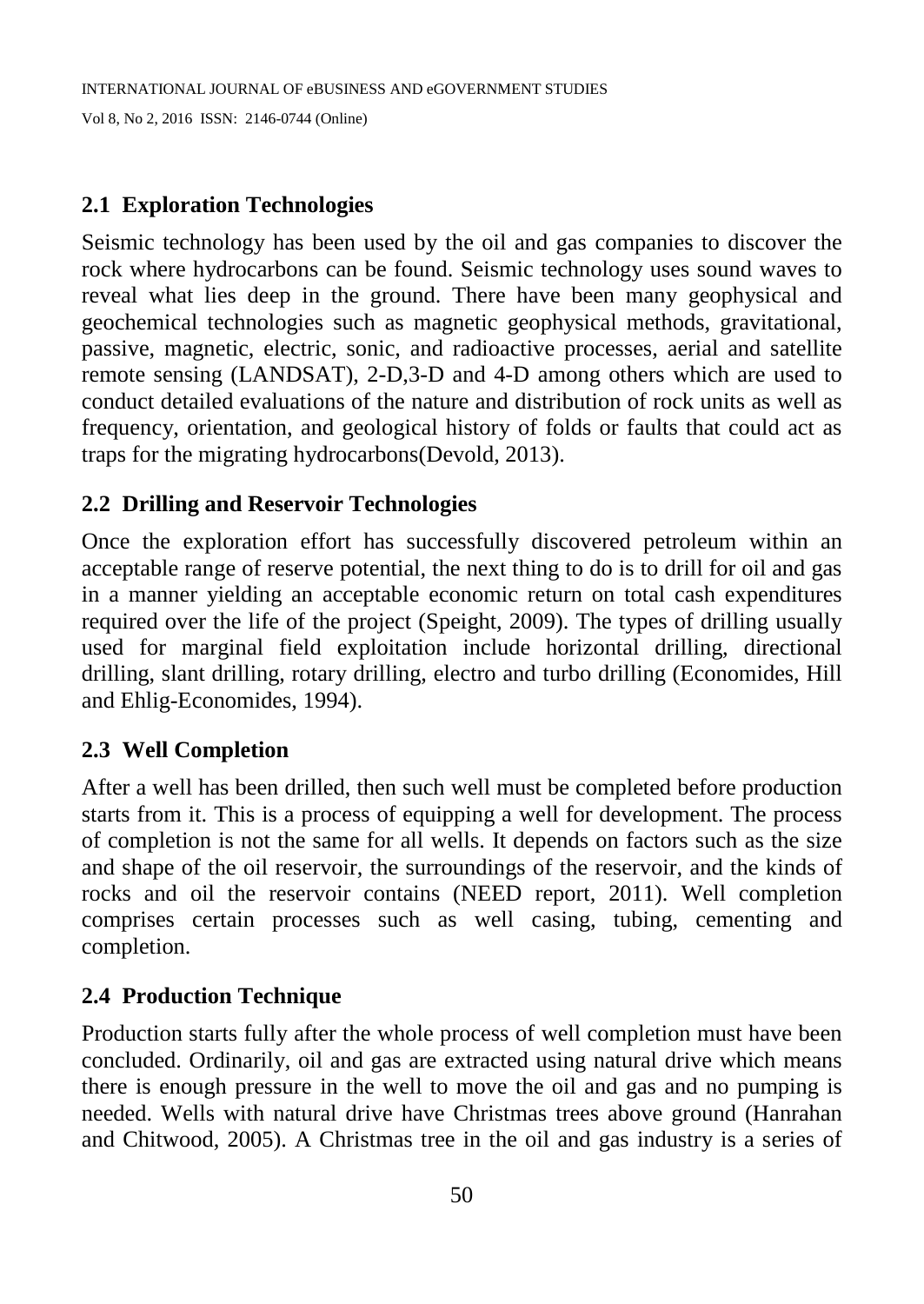## 2.1 Exploration Technologies

Seismic technology has been used by the oil and gas companies to discover the rock where hydrocarbons can be found. Seismic technology uses sound waves to reveal what lies deep in the ground. There have been many geophysical and geochemical technologies such as magnetic geophysical methods, gravitational, passive, magnetic, electric, sonic, and radioactive processes, aerial and satellite remote sensing (LANDSAT), 2-D,3-D and 4-D among others which are used to conduct detailed evaluations of the nature and distribution of rock units as well as frequency, orientation, and geological history of folds or faults that could act as traps for the migrating hydrocarbons(Devold, 2013).

## 2.2 Drilling and Reservoir Technologies

Once the exploration effort has successfully discovered petroleum within an acceptable range of reserve potential, the next thing to do is to drill for oil and gas in a manner yielding an acceptable economic return on total cash expenditures required over the life of the project (Speight, 2009). The types of drilling usually used for marginal field exploitation include horizontal drilling, directional drilling, slant drilling, rotary drilling, electro and turbo drilling (Economides, Hill and Ehlig-Economides, 1994).

## 2.3 Well Completion

After a well has been drilled, then such well must be completed before production starts from it. This is a process of equipping a well for development. The process of completion is not the same for all wells. It depends on factors such as the size and shape of the oil reservoir, the surroundings of the reservoir, and the kinds of rocks and oil the reservoir contains (NEED report, 2011). Well completion comprises certain processes such as well casing, tubing, cementing and completion.

## 2.4 Production Technique

Production starts fully after the whole process of well completion must have been concluded. Ordinarily, oil and gas are extracted using natural drive which means there is enough pressure in the well to move the oil and gas and no pumping is needed. Wells with natural drive have Christmas trees above ground (Hanrahan and Chitwood, 2005). A Christmas tree in the oil and gas industry is a series of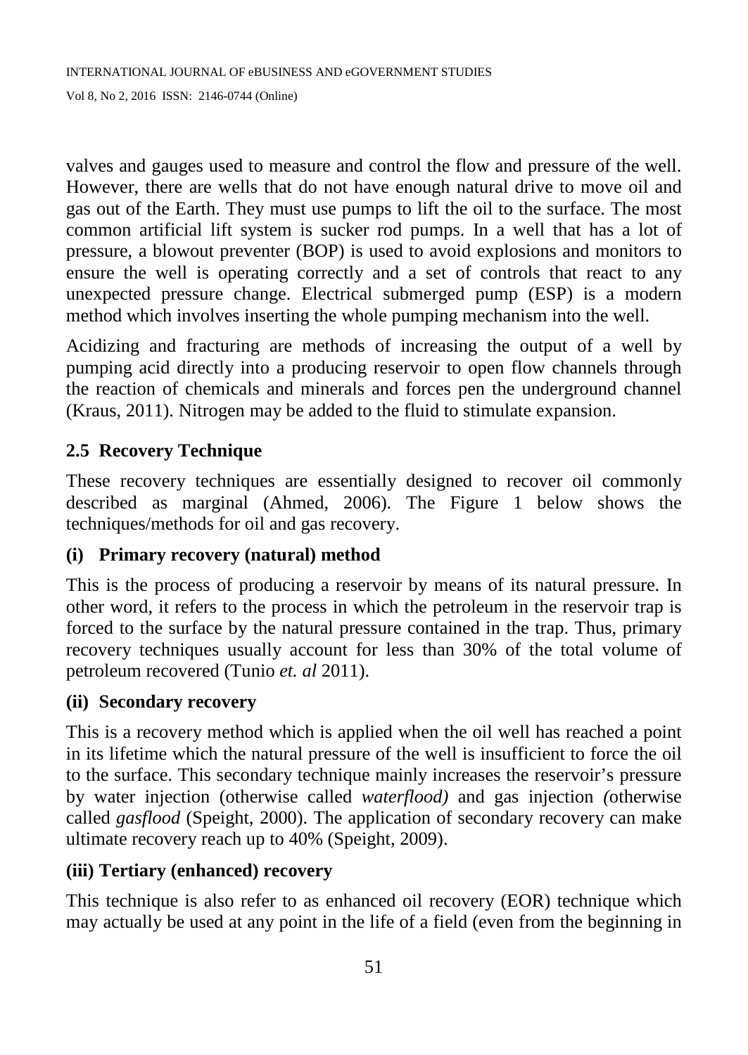valves and gauges used to measure and control the flow and pressure of the well. However, there are wells that do not have enough natural drive to move oil and gas out of the Earth. They must use pumps to lift the oil to the surface. The most common artificial lift system is sucker rod pumps. In a well that has a lot of pressure, a blowout preventer (BOP) is used to avoid explosions and monitors to ensure the well is operating correctly and a set of controls that react to any unexpected pressure change. Electrical submerged pump (ESP) is a modern method which involves inserting the whole pumping mechanism into the well.

Acidizing and fracturing are methods of increasing the output of a well by pumping acid directly into a producing reservoir to open flow channels through the reaction of chemicals and minerals and forces pen the underground channel (Kraus, 2011). Nitrogen may be added to the fluid to stimulate expansion.

## 2.5 Recovery Technique

These recovery techniques are essentially designed to recover oil commonly described as marginal (Ahmed, 2006). The Figure 1 below shows the techniques/methods for oil and gas recovery.

### (i) Primary recovery (natural) method

This is the process of producing a reservoir by means of its natural pressure. In other word, it refers to the process in which the petroleum in the reservoir trap is forced to the surface by the natural pressure contained in the trap. Thus, primary recovery techniques usually account for less than 30% of the total volume of petroleum recovered (Tunio *et. al* 2011).

### (ii) Secondary recovery

This is a recovery method which is applied when the oil well has reached a point in its lifetime which the natural pressure of the well is insufficient to force the oil to the surface. This secondary technique mainly increases the reservoir's pressure by water injection (otherwise called *waterflood)* and gas injection *(*otherwise called *gasflood* (Speight, 2000). The application of secondary recovery can make ultimate recovery reach up to 40% (Speight, 2009).

### (iii) Tertiary (enhanced) recovery

This technique is also refer to as enhanced oil recovery (EOR) technique which may actually be used at any point in the life of a field (even from the beginning in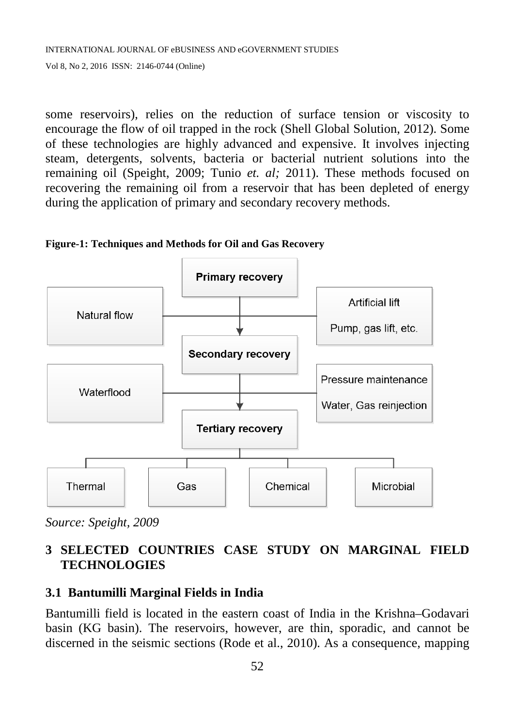some reservoirs), relies on the reduction of surface tension or viscosity to encourage the flow of oil trapped in the rock (Shell Global Solution, 2012). Some of these technologies are highly advanced and expensive. It involves injecting steam, detergents, solvents, bacteria or bacterial nutrient solutions into the remaining oil (Speight, 2009; Tunio *et. al;* 2011). These methods focused on recovering the remaining oil from a reservoir that has been depleted of energy during the application of primary and secondary recovery methods.

**Figure-1: Techniques and Methods for Oil and Gas Recovery**

- **Primary recovery**
  - Natural flow
  - Artificial lift (Pump, gas lift, etc.)
- **Secondary recovery**
  - Waterflood
  - Pressure maintenance (Water, Gas reinjection)
- **Tertiary recovery**
  - Thermal
  - Gas
  - Chemical
  - Microbial

*Source: Speight, 2009*

## 3 SELECTED COUNTRIES CASE STUDY ON MARGINAL FIELD TECHNOLOGIES

### 3.1 Bantumilli Marginal Fields in India

Bantumilli field is located in the eastern coast of India in the Krishna–Godavari basin (KG basin). The reservoirs, however, are thin, sporadic, and cannot be discerned in the seismic sections (Rode et al., 2010). As a consequence, mapping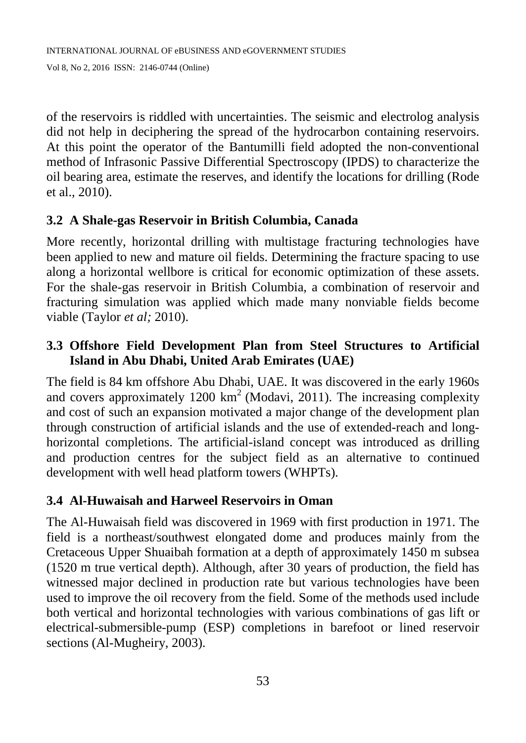of the reservoirs is riddled with uncertainties. The seismic and electrolog analysis did not help in deciphering the spread of the hydrocarbon containing reservoirs. At this point the operator of the Bantumilli field adopted the non-conventional method of Infrasonic Passive Differential Spectroscopy (IPDS) to characterize the oil bearing area, estimate the reserves, and identify the locations for drilling (Rode et al., 2010).

### 3.2 A Shale-gas Reservoir in British Columbia, Canada

More recently, horizontal drilling with multistage fracturing technologies have been applied to new and mature oil fields. Determining the fracture spacing to use along a horizontal wellbore is critical for economic optimization of these assets. For the shale-gas reservoir in British Columbia, a combination of reservoir and fracturing simulation was applied which made many nonviable fields become viable (Taylor *et al;* 2010).

### 3.3 Offshore Field Development Plan from Steel Structures to Artificial Island in Abu Dhabi, United Arab Emirates (UAE)

The field is 84 km offshore Abu Dhabi, UAE. It was discovered in the early 1960s and covers approximately 1200 km$^2$ (Modavi, 2011). The increasing complexity and cost of such an expansion motivated a major change of the development plan through construction of artificial islands and the use of extended-reach and long-horizontal completions. The artificial-island concept was introduced as drilling and production centres for the subject field as an alternative to continued development with well head platform towers (WHPTs).

### 3.4 Al-Huwaisah and Harweel Reservoirs in Oman

The Al-Huwaisah field was discovered in 1969 with first production in 1971. The field is a northeast/southwest elongated dome and produces mainly from the Cretaceous Upper Shuaibah formation at a depth of approximately 1450 m subsea (1520 m true vertical depth). Although, after 30 years of production, the field has witnessed major declined in production rate but various technologies have been used to improve the oil recovery from the field. Some of the methods used include both vertical and horizontal technologies with various combinations of gas lift or electrical-submersible-pump (ESP) completions in barefoot or lined reservoir sections (Al-Mugheiry, 2003).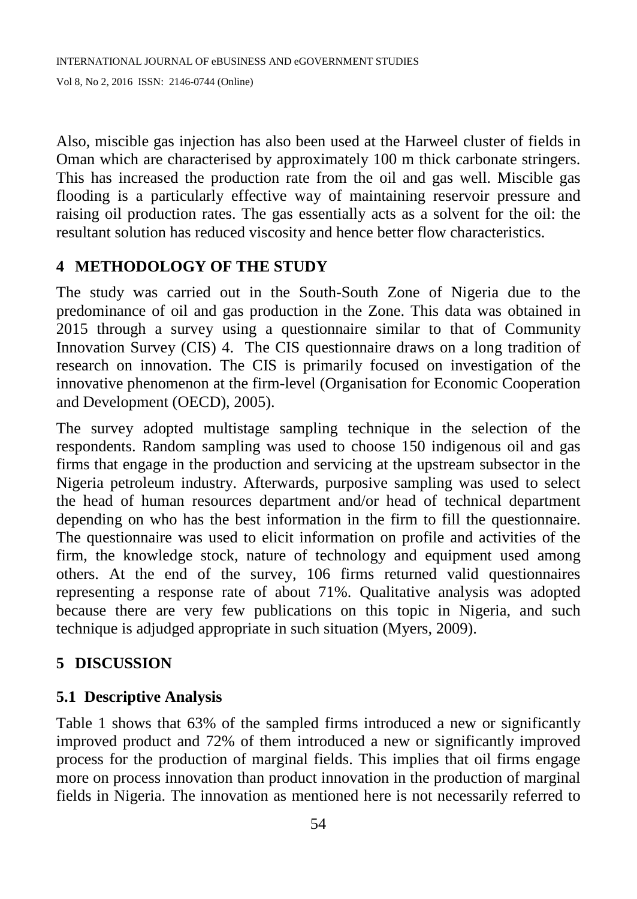Also, miscible gas injection has also been used at the Harweel cluster of fields in Oman which are characterised by approximately 100 m thick carbonate stringers. This has increased the production rate from the oil and gas well. Miscible gas flooding is a particularly effective way of maintaining reservoir pressure and raising oil production rates. The gas essentially acts as a solvent for the oil: the resultant solution has reduced viscosity and hence better flow characteristics.

## 4 METHODOLOGY OF THE STUDY

The study was carried out in the South-South Zone of Nigeria due to the predominance of oil and gas production in the Zone. This data was obtained in 2015 through a survey using a questionnaire similar to that of Community Innovation Survey (CIS) 4. The CIS questionnaire draws on a long tradition of research on innovation. The CIS is primarily focused on investigation of the innovative phenomenon at the firm-level (Organisation for Economic Cooperation and Development (OECD), 2005).

The survey adopted multistage sampling technique in the selection of the respondents. Random sampling was used to choose 150 indigenous oil and gas firms that engage in the production and servicing at the upstream subsector in the Nigeria petroleum industry. Afterwards, purposive sampling was used to select the head of human resources department and/or head of technical department depending on who has the best information in the firm to fill the questionnaire. The questionnaire was used to elicit information on profile and activities of the firm, the knowledge stock, nature of technology and equipment used among others. At the end of the survey, 106 firms returned valid questionnaires representing a response rate of about 71%. Qualitative analysis was adopted because there are very few publications on this topic in Nigeria, and such technique is adjudged appropriate in such situation (Myers, 2009).

## 5 DISCUSSION

### 5.1 Descriptive Analysis

Table 1 shows that 63% of the sampled firms introduced a new or significantly improved product and 72% of them introduced a new or significantly improved process for the production of marginal fields. This implies that oil firms engage more on process innovation than product innovation in the production of marginal fields in Nigeria. The innovation as mentioned here is not necessarily referred to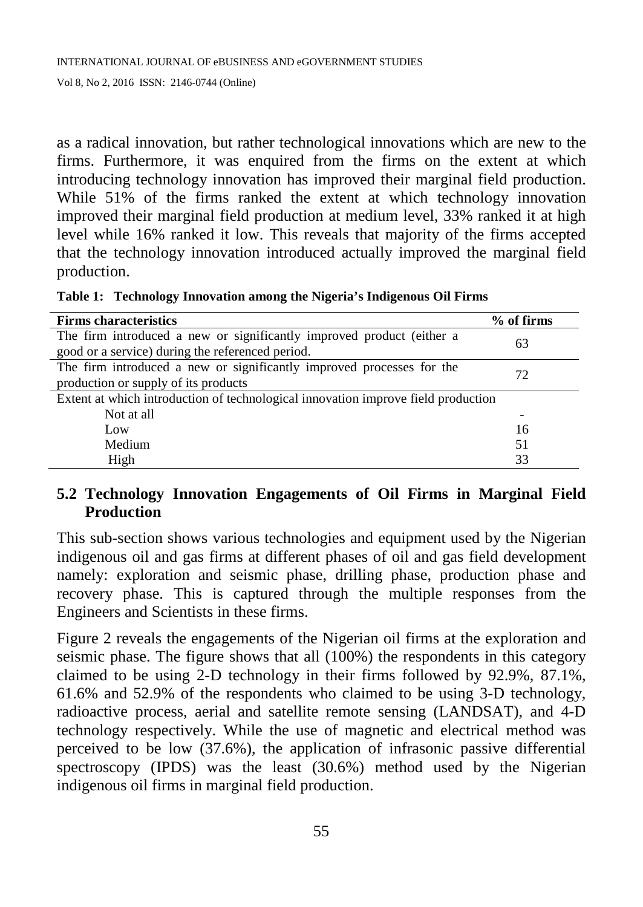as a radical innovation, but rather technological innovations which are new to the firms. Furthermore, it was enquired from the firms on the extent at which introducing technology innovation has improved their marginal field production. While 51% of the firms ranked the extent at which technology innovation improved their marginal field production at medium level, 33% ranked it at high level while 16% ranked it low. This reveals that majority of the firms accepted that the technology innovation introduced actually improved the marginal field production.

**Table 1: Technology Innovation among the Nigeria's Indigenous Oil Firms**

| Firms characteristics | % of firms |
|---|---|
| The firm introduced a new or significantly improved product (either a good or a service) during the referenced period. | 63 |
| The firm introduced a new or significantly improved processes for the production or supply of its products | 72 |
| Extent at which introduction of technological innovation improve field production | |
| Not at all | - |
| Low | 16 |
| Medium | 51 |
| High | 33 |

## 5.2 Technology Innovation Engagements of Oil Firms in Marginal Field Production

This sub-section shows various technologies and equipment used by the Nigerian indigenous oil and gas firms at different phases of oil and gas field development namely: exploration and seismic phase, drilling phase, production phase and recovery phase. This is captured through the multiple responses from the Engineers and Scientists in these firms.

Figure 2 reveals the engagements of the Nigerian oil firms at the exploration and seismic phase. The figure shows that all (100%) the respondents in this category claimed to be using 2-D technology in their firms followed by 92.9%, 87.1%, 61.6% and 52.9% of the respondents who claimed to be using 3-D technology, radioactive process, aerial and satellite remote sensing (LANDSAT), and 4-D technology respectively. While the use of magnetic and electrical method was perceived to be low (37.6%), the application of infrasonic passive differential spectroscopy (IPDS) was the least (30.6%) method used by the Nigerian indigenous oil firms in marginal field production.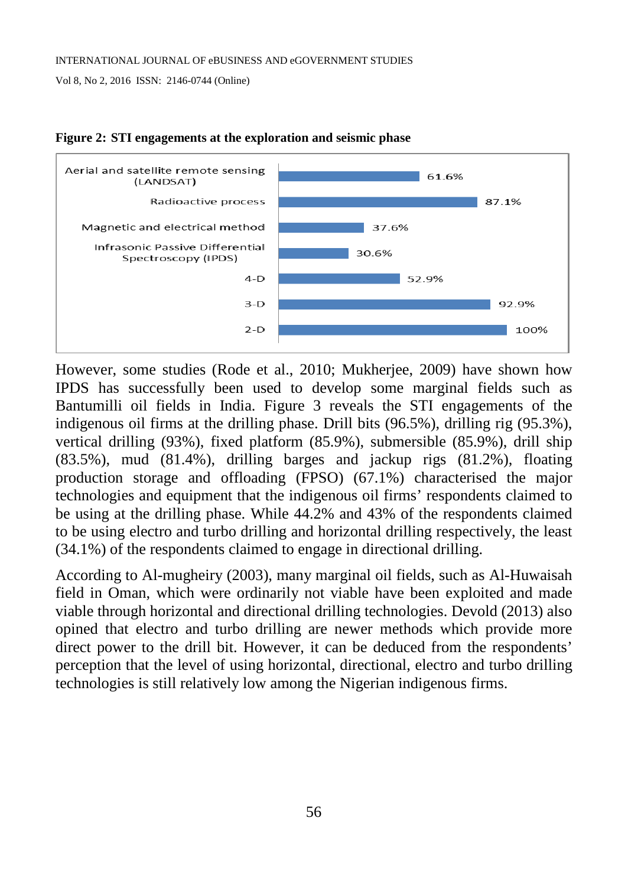**Figure 2: STI engagements at the exploration and seismic phase**

| Technology | Percentage |
|---|---|
| Aerial and satellite remote sensing (LANDSAT) | 61.6% |
| Radioactive process | 87.1% |
| Magnetic and electrical method | 37.6% |
| Infrasonic Passive Differential Spectroscopy (IPDS) | 30.6% |
| 4-D | 52.9% |
| 3-D | 92.9% |
| 2-D | 100% |

However, some studies (Rode et al., 2010; Mukherjee, 2009) have shown how IPDS has successfully been used to develop some marginal fields such as Bantumilli oil fields in India. Figure 3 reveals the STI engagements of the indigenous oil firms at the drilling phase. Drill bits (96.5%), drilling rig (95.3%), vertical drilling (93%), fixed platform (85.9%), submersible (85.9%), drill ship (83.5%), mud (81.4%), drilling barges and jackup rigs (81.2%), floating production storage and offloading (FPSO) (67.1%) characterised the major technologies and equipment that the indigenous oil firms' respondents claimed to be using at the drilling phase. While 44.2% and 43% of the respondents claimed to be using electro and turbo drilling and horizontal drilling respectively, the least (34.1%) of the respondents claimed to engage in directional drilling.

According to Al-mugheiry (2003), many marginal oil fields, such as Al-Huwaisah field in Oman, which were ordinarily not viable have been exploited and made viable through horizontal and directional drilling technologies. Devold (2013) also opined that electro and turbo drilling are newer methods which provide more direct power to the drill bit. However, it can be deduced from the respondents' perception that the level of using horizontal, directional, electro and turbo drilling technologies is still relatively low among the Nigerian indigenous firms.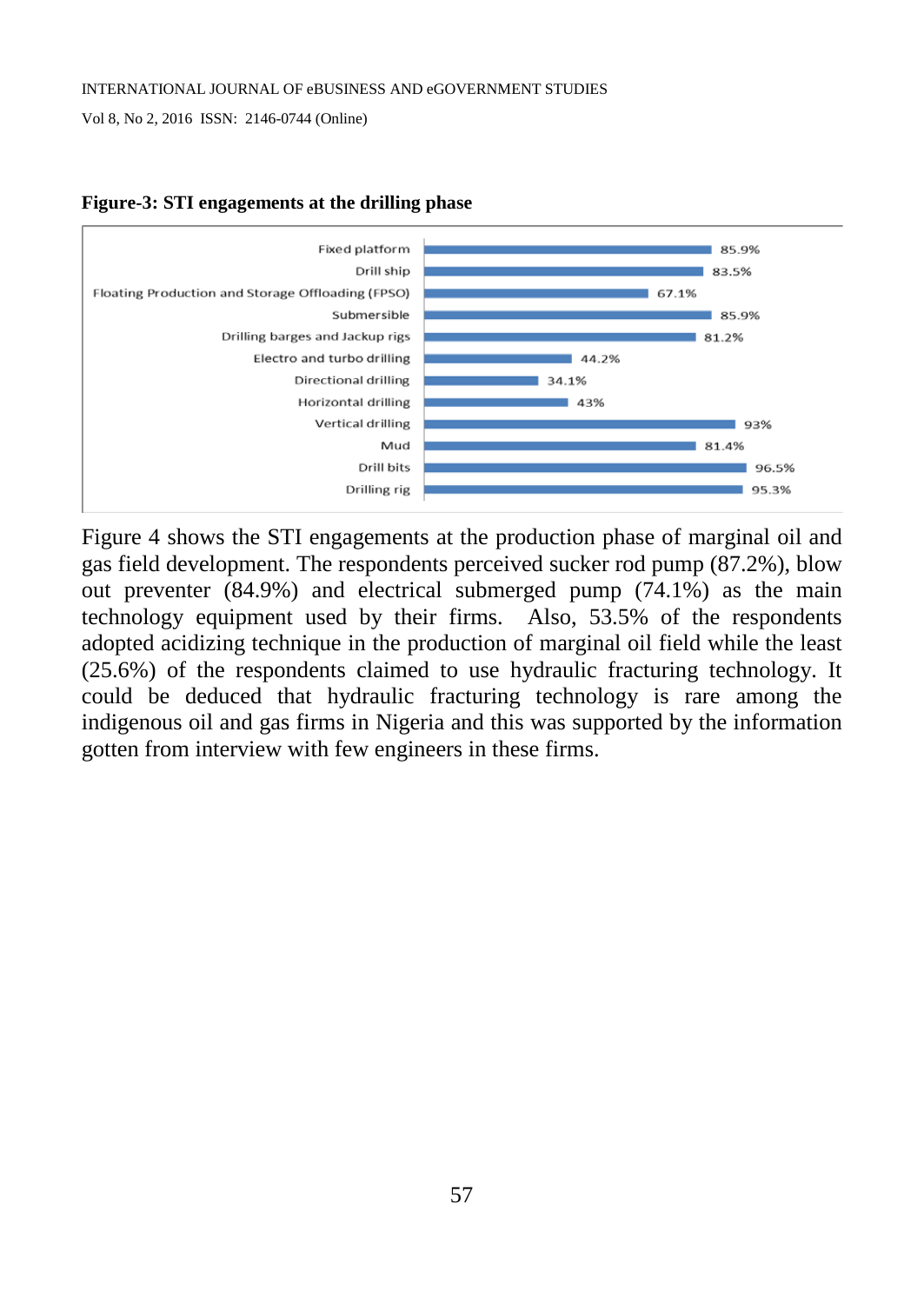**Figure-3: STI engagements at the drilling phase**

| Item | Percentage |
| --- | --- |
| Fixed platform | 85.9% |
| Drill ship | 83.5% |
| Floating Production and Storage Offloading (FPSO) | 67.1% |
| Submersible | 85.9% |
| Drilling barges and Jackup rigs | 81.2% |
| Electro and turbo drilling | 44.2% |
| Directional drilling | 34.1% |
| Horizontal drilling | 43% |
| Vertical drilling | 93% |
| Mud | 81.4% |
| Drill bits | 96.5% |
| Drilling rig | 95.3% |

Figure 4 shows the STI engagements at the production phase of marginal oil and gas field development. The respondents perceived sucker rod pump (87.2%), blow out preventer (84.9%) and electrical submerged pump (74.1%) as the main technology equipment used by their firms. Also, 53.5% of the respondents adopted acidizing technique in the production of marginal oil field while the least (25.6%) of the respondents claimed to use hydraulic fracturing technology. It could be deduced that hydraulic fracturing technology is rare among the indigenous oil and gas firms in Nigeria and this was supported by the information gotten from interview with few engineers in these firms.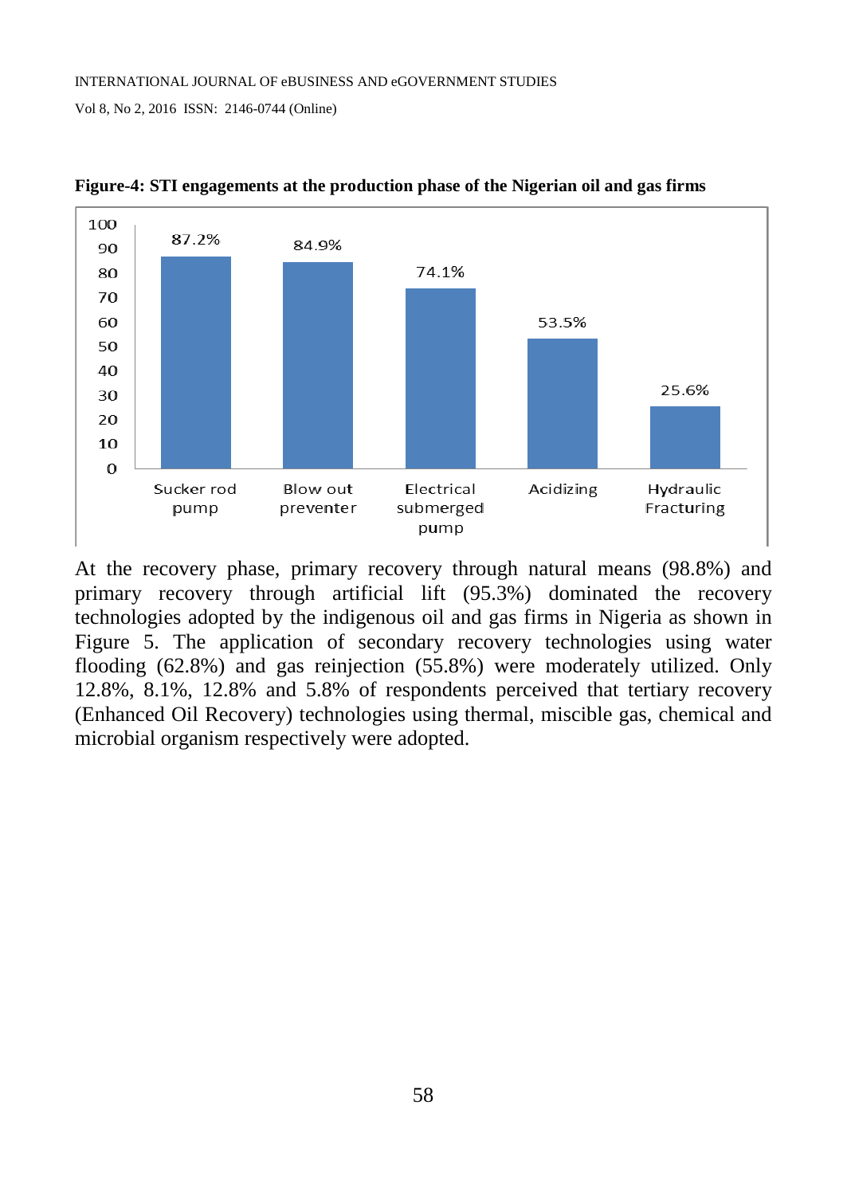**Figure-4: STI engagements at the production phase of the Nigerian oil and gas firms**

| Technology | Percentage |
|---|---|
| Sucker rod pump | 87.2% |
| Blow out preventer | 84.9% |
| Electrical submerged pump | 74.1% |
| Acidizing | 53.5% |
| Hydraulic Fracturing | 25.6% |

At the recovery phase, primary recovery through natural means (98.8%) and primary recovery through artificial lift (95.3%) dominated the recovery technologies adopted by the indigenous oil and gas firms in Nigeria as shown in Figure 5. The application of secondary recovery technologies using water flooding (62.8%) and gas reinjection (55.8%) were moderately utilized. Only 12.8%, 8.1%, 12.8% and 5.8% of respondents perceived that tertiary recovery (Enhanced Oil Recovery) technologies using thermal, miscible gas, chemical and microbial organism respectively were adopted.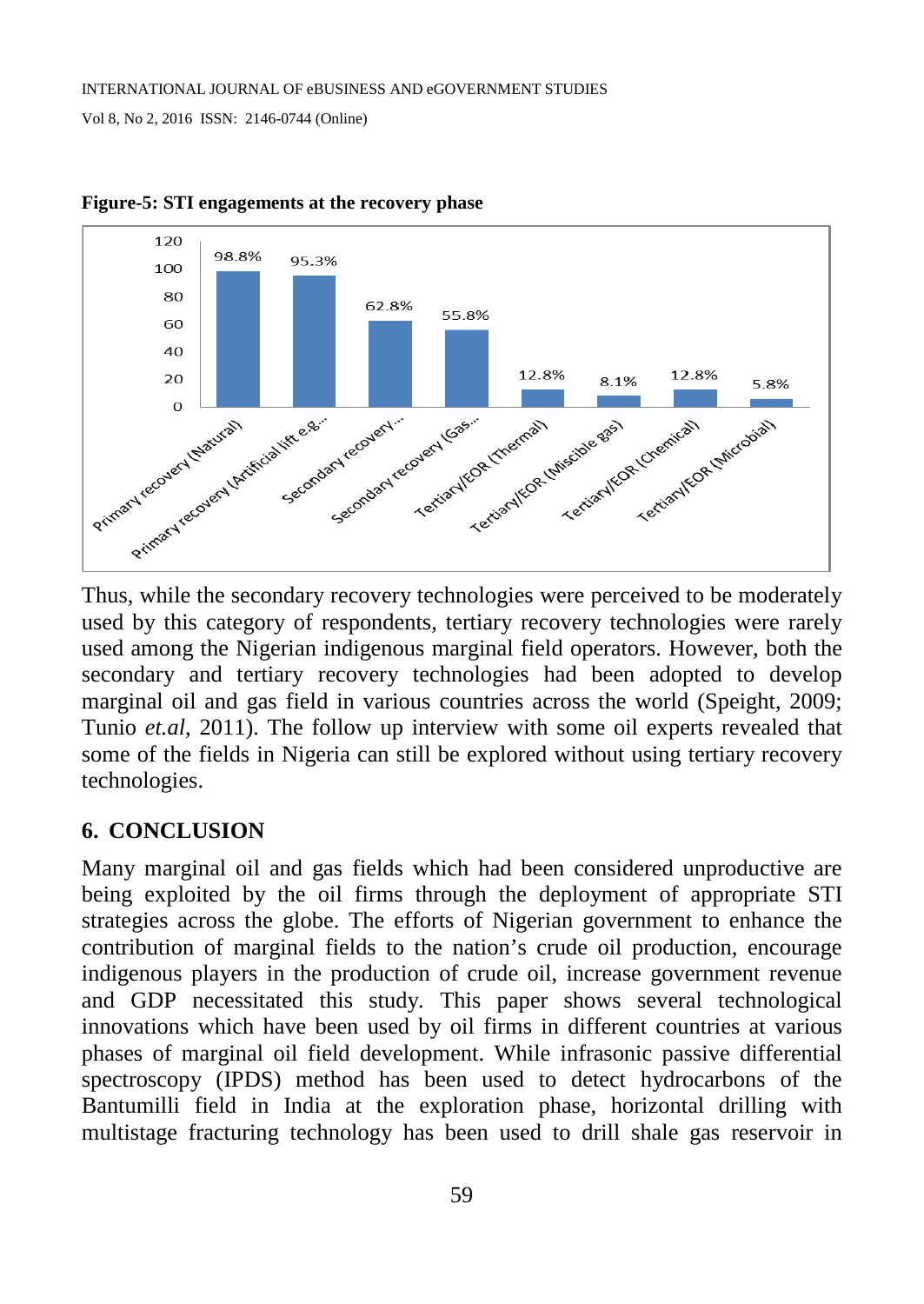**Figure-5: STI engagements at the recovery phase**

| Recovery phase | % |
|---|---|
| Primary recovery (Natural) | 98.8% |
| Primary recovery (Artificial lift e.g... | 95.3% |
| Secondary recovery... | 62.8% |
| Secondary recovery (Gas... | 55.8% |
| Tertiary/EOR (Thermal) | 12.8% |
| Tertiary/EOR (Miscible gas) | 8.1% |
| Tertiary/EOR (Chemical) | 12.8% |
| Tertiary/EOR (Microbial) | 5.8% |

Thus, while the secondary recovery technologies were perceived to be moderately used by this category of respondents, tertiary recovery technologies were rarely used among the Nigerian indigenous marginal field operators. However, both the secondary and tertiary recovery technologies had been adopted to develop marginal oil and gas field in various countries across the world (Speight, 2009; Tunio *et.al*, 2011). The follow up interview with some oil experts revealed that some of the fields in Nigeria can still be explored without using tertiary recovery technologies.

## 6. CONCLUSION

Many marginal oil and gas fields which had been considered unproductive are being exploited by the oil firms through the deployment of appropriate STI strategies across the globe. The efforts of Nigerian government to enhance the contribution of marginal fields to the nation's crude oil production, encourage indigenous players in the production of crude oil, increase government revenue and GDP necessitated this study. This paper shows several technological innovations which have been used by oil firms in different countries at various phases of marginal oil field development. While infrasonic passive differential spectroscopy (IPDS) method has been used to detect hydrocarbons of the Bantumilli field in India at the exploration phase, horizontal drilling with multistage fracturing technology has been used to drill shale gas reservoir in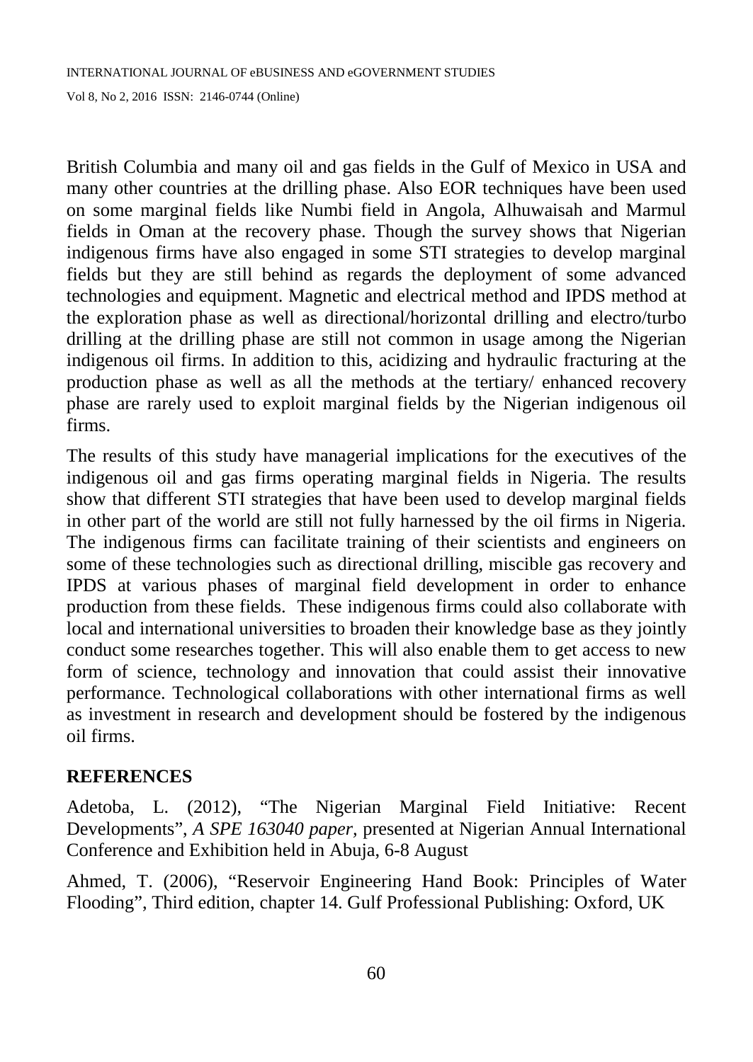British Columbia and many oil and gas fields in the Gulf of Mexico in USA and many other countries at the drilling phase. Also EOR techniques have been used on some marginal fields like Numbi field in Angola, Alhuwaisah and Marmul fields in Oman at the recovery phase. Though the survey shows that Nigerian indigenous firms have also engaged in some STI strategies to develop marginal fields but they are still behind as regards the deployment of some advanced technologies and equipment. Magnetic and electrical method and IPDS method at the exploration phase as well as directional/horizontal drilling and electro/turbo drilling at the drilling phase are still not common in usage among the Nigerian indigenous oil firms. In addition to this, acidizing and hydraulic fracturing at the production phase as well as all the methods at the tertiary/ enhanced recovery phase are rarely used to exploit marginal fields by the Nigerian indigenous oil firms.

The results of this study have managerial implications for the executives of the indigenous oil and gas firms operating marginal fields in Nigeria. The results show that different STI strategies that have been used to develop marginal fields in other part of the world are still not fully harnessed by the oil firms in Nigeria. The indigenous firms can facilitate training of their scientists and engineers on some of these technologies such as directional drilling, miscible gas recovery and IPDS at various phases of marginal field development in order to enhance production from these fields. These indigenous firms could also collaborate with local and international universities to broaden their knowledge base as they jointly conduct some researches together. This will also enable them to get access to new form of science, technology and innovation that could assist their innovative performance. Technological collaborations with other international firms as well as investment in research and development should be fostered by the indigenous oil firms.

## REFERENCES

Adetoba, L. (2012), "The Nigerian Marginal Field Initiative: Recent Developments", *A SPE 163040 paper,* presented at Nigerian Annual International Conference and Exhibition held in Abuja, 6-8 August

Ahmed, T. (2006), "Reservoir Engineering Hand Book: Principles of Water Flooding", Third edition, chapter 14. Gulf Professional Publishing: Oxford, UK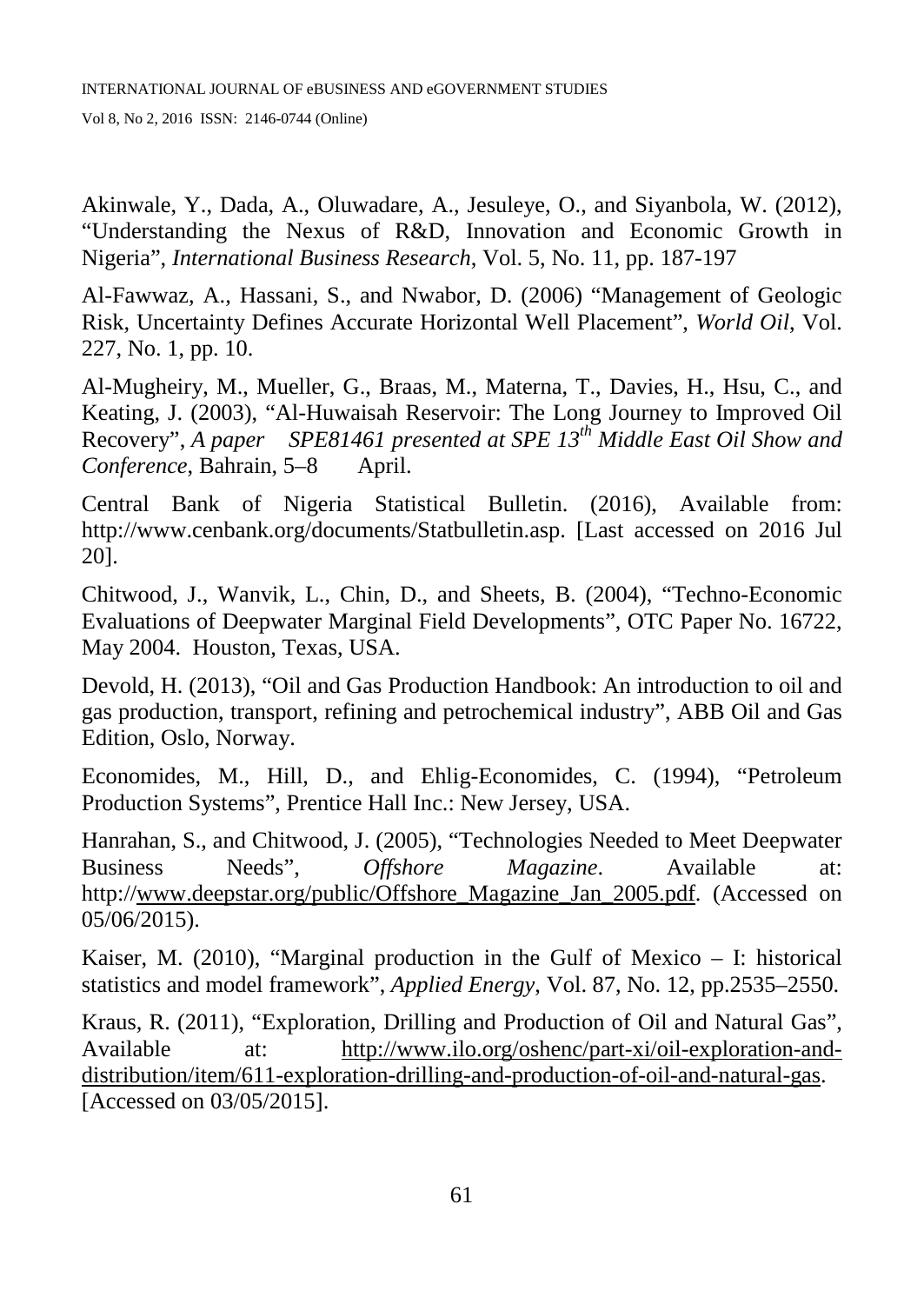Akinwale, Y., Dada, A., Oluwadare, A., Jesuleye, O., and Siyanbola, W. (2012), "Understanding the Nexus of R&D, Innovation and Economic Growth in Nigeria", *International Business Research*, Vol. 5, No. 11, pp. 187-197

Al-Fawwaz, A., Hassani, S., and Nwabor, D. (2006) "Management of Geologic Risk, Uncertainty Defines Accurate Horizontal Well Placement", *World Oil*, Vol. 227, No. 1, pp. 10.

Al-Mugheiry, M., Mueller, G., Braas, M., Materna, T., Davies, H., Hsu, C., and Keating, J. (2003), "Al-Huwaisah Reservoir: The Long Journey to Improved Oil Recovery", *A paper SPE81461 presented at SPE 13th Middle East Oil Show and Conference*, Bahrain, 5–8 April.

Central Bank of Nigeria Statistical Bulletin. (2016), Available from: http://www.cenbank.org/documents/Statbulletin.asp. [Last accessed on 2016 Jul 20].

Chitwood, J., Wanvik, L., Chin, D., and Sheets, B. (2004), "Techno-Economic Evaluations of Deepwater Marginal Field Developments", OTC Paper No. 16722, May 2004. Houston, Texas, USA.

Devold, H. (2013), "Oil and Gas Production Handbook: An introduction to oil and gas production, transport, refining and petrochemical industry", ABB Oil and Gas Edition, Oslo, Norway.

Economides, M., Hill, D., and Ehlig-Economides, C. (1994), "Petroleum Production Systems", Prentice Hall Inc.: New Jersey, USA.

Hanrahan, S., and Chitwood, J. (2005), "Technologies Needed to Meet Deepwater Business Needs", *Offshore Magazine*. Available at: http://www.deepstar.org/public/Offshore_Magazine_Jan_2005.pdf. (Accessed on 05/06/2015).

Kaiser, M. (2010), "Marginal production in the Gulf of Mexico – I: historical statistics and model framework", *Applied Energy*, Vol. 87, No. 12, pp.2535–2550.

Kraus, R. (2011), "Exploration, Drilling and Production of Oil and Natural Gas", Available at: http://www.ilo.org/oshenc/part-xi/oil-exploration-and-distribution/item/611-exploration-drilling-and-production-of-oil-and-natural-gas. [Accessed on 03/05/2015].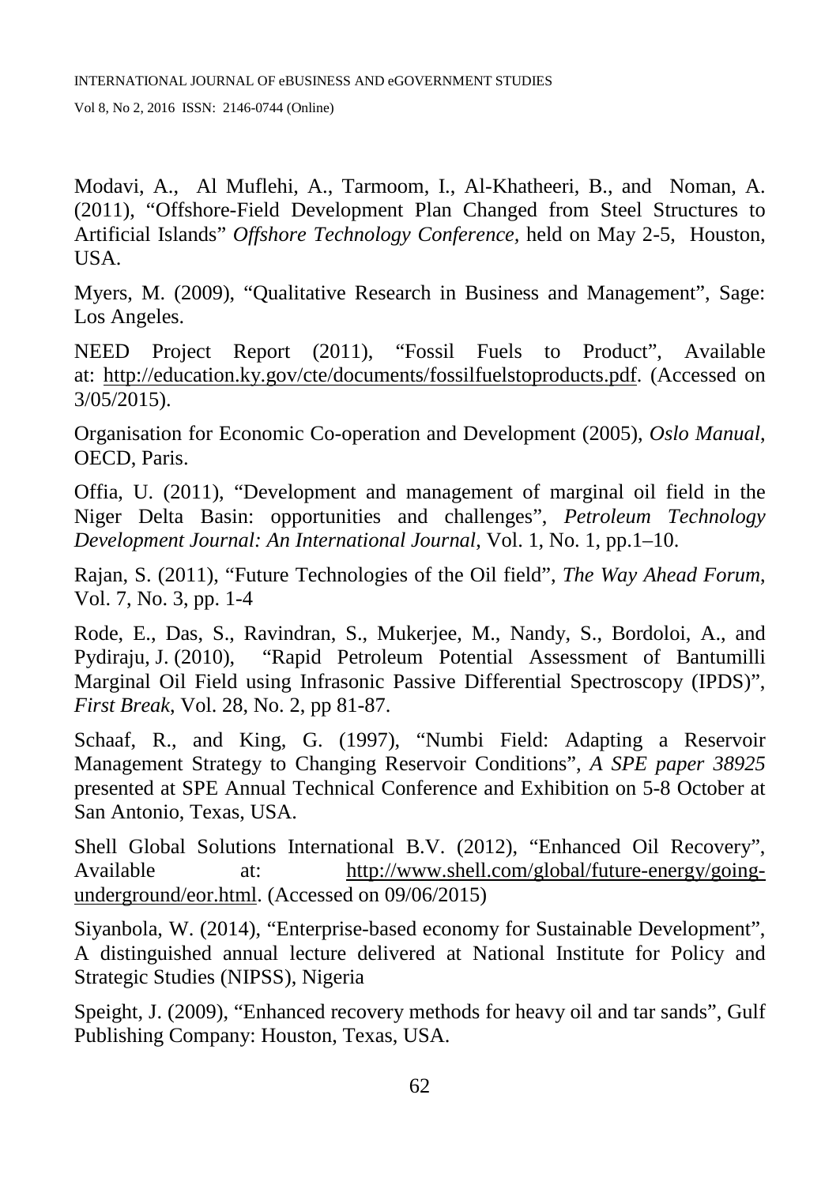Modavi, A., Al Muflehi, A., Tarmoom, I., Al-Khatheeri, B., and Noman, A. (2011), "Offshore-Field Development Plan Changed from Steel Structures to Artificial Islands" *Offshore Technology Conference,* held on May 2-5, Houston, USA.

Myers, M. (2009), "Qualitative Research in Business and Management", Sage: Los Angeles.

NEED Project Report (2011), "Fossil Fuels to Product", Available at: http://education.ky.gov/cte/documents/fossilfuelstoproducts.pdf. (Accessed on 3/05/2015).

Organisation for Economic Co-operation and Development (2005), *Oslo Manual*, OECD, Paris.

Offia, U. (2011), "Development and management of marginal oil field in the Niger Delta Basin: opportunities and challenges", *Petroleum Technology Development Journal: An International Journal*, Vol. 1, No. 1, pp.1–10.

Rajan, S. (2011), "Future Technologies of the Oil field", *The Way Ahead Forum*, Vol. 7, No. 3, pp. 1-4

Rode, E., Das, S., Ravindran, S., Mukerjee, M., Nandy, S., Bordoloi, A., and Pydiraju, J. (2010), "Rapid Petroleum Potential Assessment of Bantumilli Marginal Oil Field using Infrasonic Passive Differential Spectroscopy (IPDS)", *First Break*, Vol. 28, No. 2, pp 81-87.

Schaaf, R., and King, G. (1997), "Numbi Field: Adapting a Reservoir Management Strategy to Changing Reservoir Conditions", *A SPE paper 38925* presented at SPE Annual Technical Conference and Exhibition on 5-8 October at San Antonio, Texas, USA.

Shell Global Solutions International B.V. (2012), "Enhanced Oil Recovery", Available at: http://www.shell.com/global/future-energy/going-underground/eor.html. (Accessed on 09/06/2015)

Siyanbola, W. (2014), "Enterprise-based economy for Sustainable Development", A distinguished annual lecture delivered at National Institute for Policy and Strategic Studies (NIPSS), Nigeria

Speight, J. (2009), "Enhanced recovery methods for heavy oil and tar sands", Gulf Publishing Company: Houston, Texas, USA.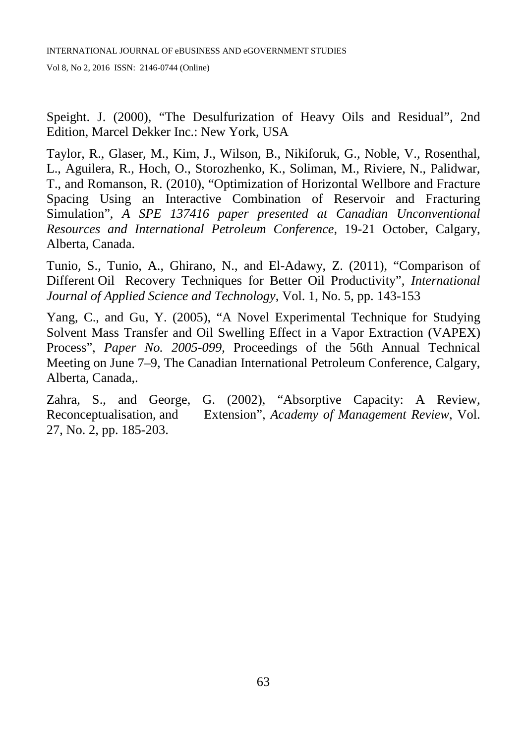Speight. J. (2000), “The Desulfurization of Heavy Oils and Residual”, 2nd Edition, Marcel Dekker Inc.: New York, USA

Taylor, R., Glaser, M., Kim, J., Wilson, B., Nikiforuk, G., Noble, V., Rosenthal, L., Aguilera, R., Hoch, O., Storozhenko, K., Soliman, M., Riviere, N., Palidwar, T., and Romanson, R. (2010), “Optimization of Horizontal Wellbore and Fracture Spacing Using an Interactive Combination of Reservoir and Fracturing Simulation”, *A SPE 137416 paper presented at Canadian Unconventional Resources and International Petroleum Conference*, 19-21 October, Calgary, Alberta, Canada.

Tunio, S., Tunio, A., Ghirano, N., and El-Adawy, Z. (2011), “Comparison of Different Oil Recovery Techniques for Better Oil Productivity”, *International Journal of Applied Science and Technology*, Vol. 1, No. 5, pp. 143-153

Yang, C., and Gu, Y. (2005), “A Novel Experimental Technique for Studying Solvent Mass Transfer and Oil Swelling Effect in a Vapor Extraction (VAPEX) Process”, *Paper No. 2005-099*, Proceedings of the 56th Annual Technical Meeting on June 7–9, The Canadian International Petroleum Conference, Calgary, Alberta, Canada,.

Zahra, S., and George, G. (2002), “Absorptive Capacity: A Review, Reconceptualisation, and Extension”, *Academy of Management Review*, Vol. 27, No. 2, pp. 185-203.